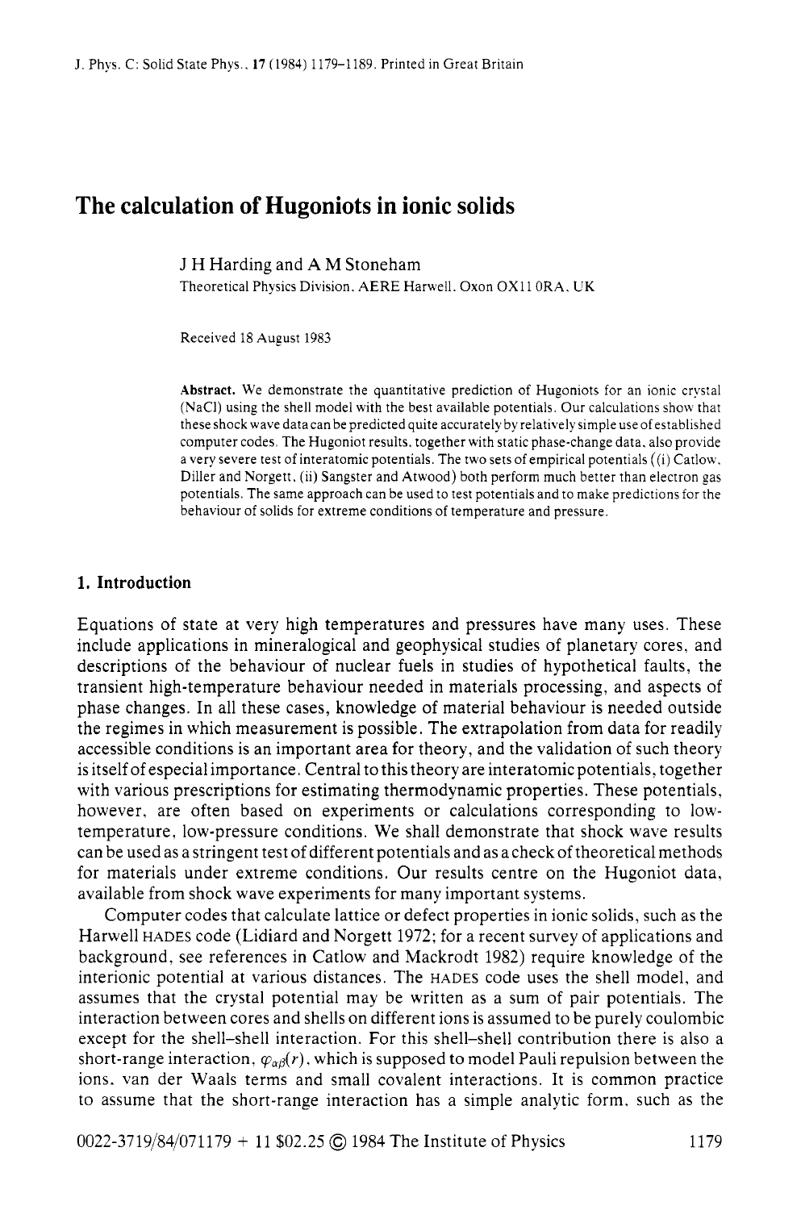# The calculation of Hugoniots in ionic solids

J H Harding and A M Stoneham

Theoretical Physics Division, AERE Harwell, Oxon OX11 0RA, UK

Received 18 August 1983

**Abstract.** We demonstrate the quantitative prediction of Hugoniots for an ionic crystal (NaCl) using the shell model with the best available potentials. Our calculations show that these shock wave data can be predicted quite accurately by relatively simple use of established computer codes. The Hugoniot results, together with static phase-change data, also provide a very severe test of interatomic potentials. The two sets of empirical potentials ((i) Catlow, Diller and Norgett, (ii) Sangster and Atwood) both perform much better than electron gas potentials. The same approach can be used to test potentials and to make predictions for the behaviour of solids for extreme conditions of temperature and pressure.

## 1. Introduction

Equations of state at very high temperatures and pressures have many uses. These include applications in mineralogical and geophysical studies of planetary cores, and descriptions of the behaviour of nuclear fuels in studies of hypothetical faults, the transient high-temperature behaviour needed in materials processing, and aspects of phase changes. In all these cases, knowledge of material behaviour is needed outside the regimes in which measurement is possible. The extrapolation from data for readily accessible conditions is an important area for theory, and the validation of such theory is itself of especial importance. Central to this theory are interatomic potentials, together with various prescriptions for estimating thermodynamic properties. These potentials, however, are often based on experiments or calculations corresponding to low-temperature, low-pressure conditions. We shall demonstrate that shock wave results can be used as a stringent test of different potentials and as a check of theoretical methods for materials under extreme conditions. Our results centre on the Hugoniot data, available from shock wave experiments for many important systems.

Computer codes that calculate lattice or defect properties in ionic solids, such as the Harwell HADES code (Lidiard and Norgett 1972; for a recent survey of applications and background, see references in Catlow and Mackrodt 1982) require knowledge of the interionic potential at various distances. The HADES code uses the shell model, and assumes that the crystal potential may be written as a sum of pair potentials. The interaction between cores and shells on different ions is assumed to be purely coulombic except for the shell–shell interaction. For this shell–shell contribution there is also a short-range interaction, $\varphi_{\alpha\beta}(r)$, which is supposed to model Pauli repulsion between the ions, van der Waals terms and small covalent interactions. It is common practice to assume that the short-range interaction has a simple analytic form, such as the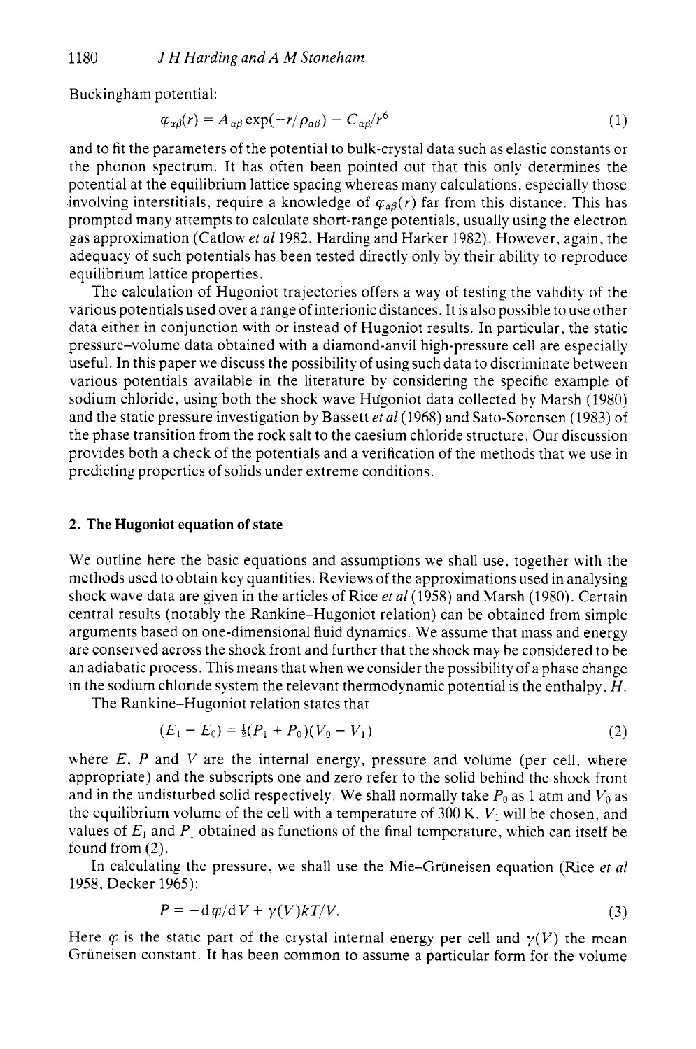Buckingham potential:

$$\varphi_{\alpha\beta}(r) = A_{\alpha\beta} \exp(-r/\rho_{\alpha\beta}) - C_{\alpha\beta}/r^6 \tag{1}$$

and to fit the parameters of the potential to bulk-crystal data such as elastic constants or the phonon spectrum. It has often been pointed out that this only determines the potential at the equilibrium lattice spacing whereas many calculations, especially those involving interstitials, require a knowledge of $\varphi_{\alpha\beta}(r)$ far from this distance. This has prompted many attempts to calculate short-range potentials, usually using the electron gas approximation (Catlow *et al* 1982, Harding and Harker 1982). However, again, the adequacy of such potentials has been tested directly only by their ability to reproduce equilibrium lattice properties.

The calculation of Hugoniot trajectories offers a way of testing the validity of the various potentials used over a range of interionic distances. It is also possible to use other data either in conjunction with or instead of Hugoniot results. In particular, the static pressure–volume data obtained with a diamond-anvil high-pressure cell are especially useful. In this paper we discuss the possibility of using such data to discriminate between various potentials available in the literature by considering the specific example of sodium chloride, using both the shock wave Hugoniot data collected by Marsh (1980) and the static pressure investigation by Bassett *et al* (1968) and Sato-Sorensen (1983) of the phase transition from the rock salt to the caesium chloride structure. Our discussion provides both a check of the potentials and a verification of the methods that we use in predicting properties of solids under extreme conditions.

## 2. The Hugoniot equation of state

We outline here the basic equations and assumptions we shall use, together with the methods used to obtain key quantities. Reviews of the approximations used in analysing shock wave data are given in the articles of Rice *et al* (1958) and Marsh (1980). Certain central results (notably the Rankine–Hugoniot relation) can be obtained from simple arguments based on one-dimensional fluid dynamics. We assume that mass and energy are conserved across the shock front and further that the shock may be considered to be an adiabatic process. This means that when we consider the possibility of a phase change in the sodium chloride system the relevant thermodynamic potential is the enthalpy, $H$.

The Rankine–Hugoniot relation states that

$$(E_1 - E_0) = \tfrac{1}{2}(P_1 + P_0)(V_0 - V_1) \tag{2}$$

where $E$, $P$ and $V$ are the internal energy, pressure and volume (per cell, where appropriate) and the subscripts one and zero refer to the solid behind the shock front and in the undisturbed solid respectively. We shall normally take $P_0$ as 1 atm and $V_0$ as the equilibrium volume of the cell with a temperature of 300 K. $V_1$ will be chosen, and values of $E_1$ and $P_1$ obtained as functions of the final temperature, which can itself be found from (2).

In calculating the pressure, we shall use the Mie–Grüneisen equation (Rice *et al* 1958, Decker 1965):

$$P = -\mathrm{d}\varphi/\mathrm{d}V + \gamma(V)kT/V. \tag{3}$$

Here $\varphi$ is the static part of the crystal internal energy per cell and $\gamma(V)$ the mean Grüneisen constant. It has been common to assume a particular form for the volume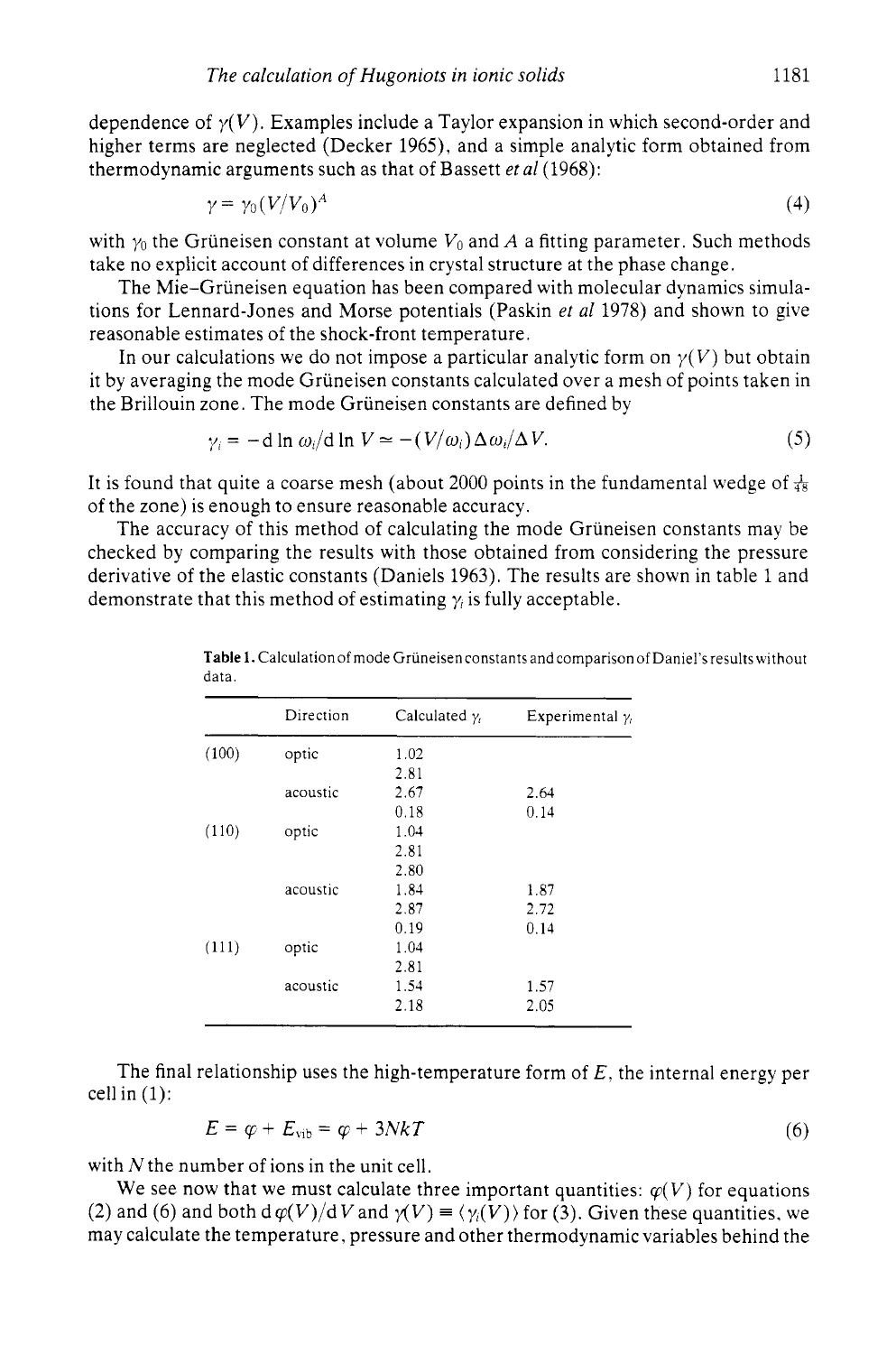dependence of $\gamma(V)$. Examples include a Taylor expansion in which second-order and higher terms are neglected (Decker 1965), and a simple analytic form obtained from thermodynamic arguments such as that of Bassett *et al* (1968):

$$\gamma = \gamma_0 (V/V_0)^A \tag{4}$$

with $\gamma_0$ the Grüneisen constant at volume $V_0$ and $A$ a fitting parameter. Such methods take no explicit account of differences in crystal structure at the phase change.

The Mie–Grüneisen equation has been compared with molecular dynamics simulations for Lennard-Jones and Morse potentials (Paskin *et al* 1978) and shown to give reasonable estimates of the shock-front temperature.

In our calculations we do not impose a particular analytic form on $\gamma(V)$ but obtain it by averaging the mode Grüneisen constants calculated over a mesh of points taken in the Brillouin zone. The mode Grüneisen constants are defined by

$$\gamma_i = -\mathrm{d} \ln \omega_i / \mathrm{d} \ln V \simeq -(V/\omega_i) \Delta\omega_i / \Delta V. \tag{5}$$

It is found that quite a coarse mesh (about 2000 points in the fundamental wedge of $\frac{1}{48}$ of the zone) is enough to ensure reasonable accuracy.

The accuracy of this method of calculating the mode Grüneisen constants may be checked by comparing the results with those obtained from considering the pressure derivative of the elastic constants (Daniels 1963). The results are shown in table 1 and demonstrate that this method of estimating $\gamma_i$ is fully acceptable.

**Table 1.** Calculation of mode Grüneisen constants and comparison of Daniel's results without data.

| | Direction | Calculated $\gamma_i$ | Experimental $\gamma_i$ |
|---|---|---|---|
| (100) | optic | 1.02 | |
| | | 2.81 | |
| | acoustic | 2.67 | 2.64 |
| | | 0.18 | 0.14 |
| (110) | optic | 1.04 | |
| | | 2.81 | |
| | | 2.80 | |
| | acoustic | 1.84 | 1.87 |
| | | 2.87 | 2.72 |
| | | 0.19 | 0.14 |
| (111) | optic | 1.04 | |
| | | 2.81 | |
| | acoustic | 1.54 | 1.57 |
| | | 2.18 | 2.05 |

The final relationship uses the high-temperature form of $E$, the internal energy per cell in (1):

$$E = \varphi + E_{\text{vib}} = \varphi + 3NkT \tag{6}$$

with $N$ the number of ions in the unit cell.

We see now that we must calculate three important quantities: $\varphi(V)$ for equations (2) and (6) and both $\mathrm{d}\varphi(V)/\mathrm{d}V$ and $\gamma(V) \equiv \langle \gamma_i(V) \rangle$ for (3). Given these quantities, we may calculate the temperature, pressure and other thermodynamic variables behind the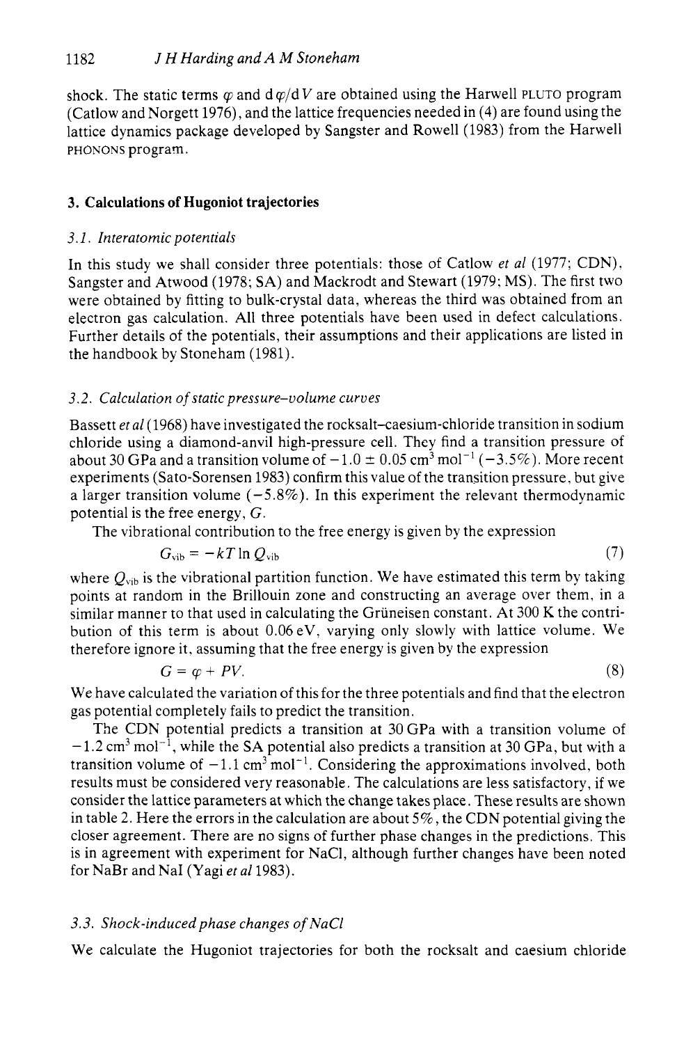shock. The static terms $\varphi$ and $\mathrm{d}\varphi/\mathrm{d}V$ are obtained using the Harwell PLUTO program (Catlow and Norgett 1976), and the lattice frequencies needed in (4) are found using the lattice dynamics package developed by Sangster and Rowell (1983) from the Harwell PHONONS program.

## 3. Calculations of Hugoniot trajectories

### 3.1. Interatomic potentials

In this study we shall consider three potentials: those of Catlow *et al* (1977; CDN), Sangster and Atwood (1978; SA) and Mackrodt and Stewart (1979; MS). The first two were obtained by fitting to bulk-crystal data, whereas the third was obtained from an electron gas calculation. All three potentials have been used in defect calculations. Further details of the potentials, their assumptions and their applications are listed in the handbook by Stoneham (1981).

### 3.2. Calculation of static pressure–volume curves

Bassett *et al* (1968) have investigated the rocksalt–caesium-chloride transition in sodium chloride using a diamond-anvil high-pressure cell. They find a transition pressure of about 30 GPa and a transition volume of $-1.0 \pm 0.05\ \mathrm{cm^3\ mol^{-1}}$ ($-3.5\%$). More recent experiments (Sato-Sorensen 1983) confirm this value of the transition pressure, but give a larger transition volume ($-5.8\%$). In this experiment the relevant thermodynamic potential is the free energy, $G$.

The vibrational contribution to the free energy is given by the expression

$$G_{\mathrm{vib}} = -kT \ln Q_{\mathrm{vib}} \tag{7}$$

where $Q_{\mathrm{vib}}$ is the vibrational partition function. We have estimated this term by taking points at random in the Brillouin zone and constructing an average over them, in a similar manner to that used in calculating the Grüneisen constant. At 300 K the contribution of this term is about 0.06 eV, varying only slowly with lattice volume. We therefore ignore it, assuming that the free energy is given by the expression

$$G = \varphi + PV. \tag{8}$$

We have calculated the variation of this for the three potentials and find that the electron gas potential completely fails to predict the transition.

The CDN potential predicts a transition at 30 GPa with a transition volume of $-1.2\ \mathrm{cm^3\ mol^{-1}}$, while the SA potential also predicts a transition at 30 GPa, but with a transition volume of $-1.1\ \mathrm{cm^3\ mol^{-1}}$. Considering the approximations involved, both results must be considered very reasonable. The calculations are less satisfactory, if we consider the lattice parameters at which the change takes place. These results are shown in table 2. Here the errors in the calculation are about 5%, the CDN potential giving the closer agreement. There are no signs of further phase changes in the predictions. This is in agreement with experiment for NaCl, although further changes have been noted for NaBr and NaI (Yagi *et al* 1983).

### 3.3. Shock-induced phase changes of NaCl

We calculate the Hugoniot trajectories for both the rocksalt and caesium chloride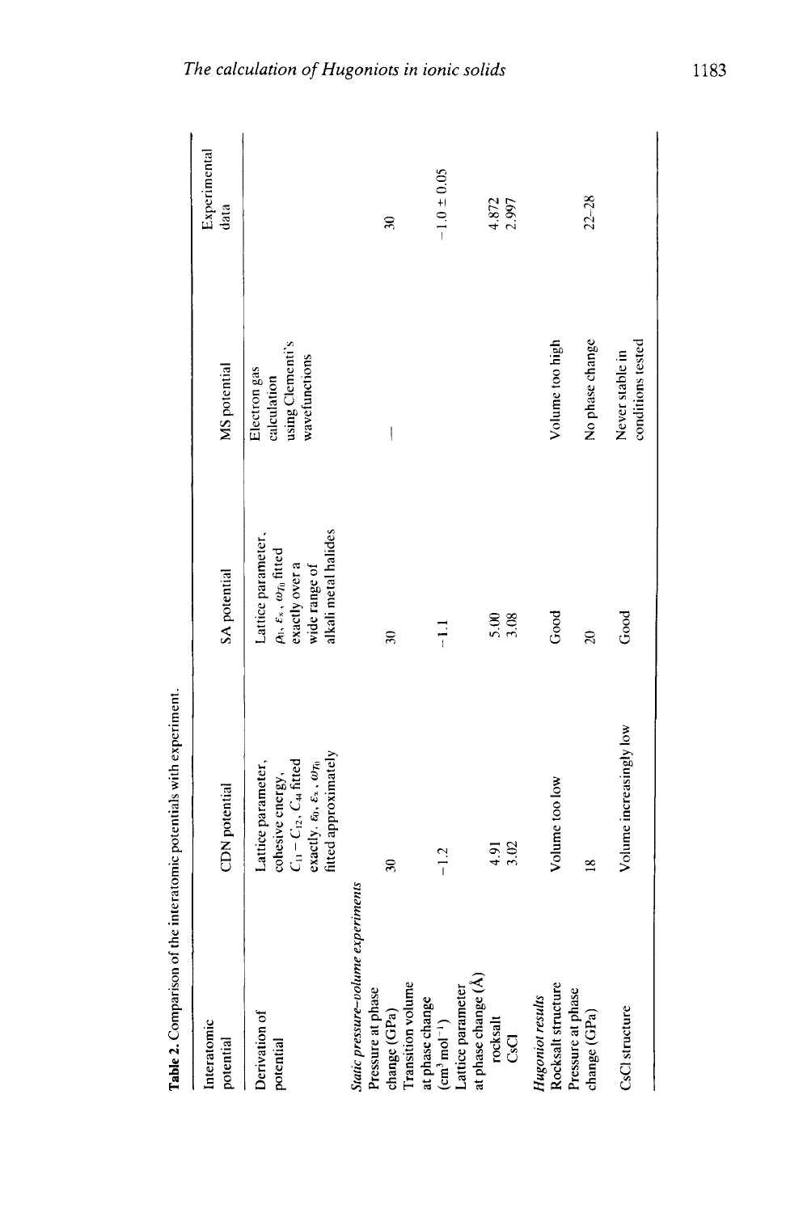**Table 2.** Comparison of the interatomic potentials with experiment.

| Interatomic potential | CDN potential | SA potential | MS potential | Experimental data |
|---|---|---|---|---|
| Derivation of potential | Lattice parameter, cohesive energy, $C_{11} - C_{12}$, $C_{44}$ fitted exactly. $\varepsilon_0$, $\varepsilon_\infty$, $\omega_{T0}$ fitted approximately | Lattice parameter, $\beta_0$, $\varepsilon_\infty$, $\omega_{T0}$ fitted exactly over a wide range of alkali metal halides | Electron gas calculation using Clementi's wavefunctions | |
| *Static pressure–volume experiments* | | | | |
| Pressure at phase change (GPa) | 30 | 30 | — | 30 |
| Transition volume at phase change ($cm^3\,mol^{-1}$) | $-1.2$ | $-1.1$ | | $-1.0 \pm 0.05$ |
| Lattice parameter at phase change (Å) | | | | |
| rocksalt | 4.91 | 5.00 | | 4.872 |
| CsCl | 3.02 | 3.08 | | 2.997 |
| *Hugoniot results* | | | | |
| Rocksalt structure | Volume too low | Good | Volume too high | |
| Pressure at phase change (GPa) | 18 | 20 | No phase change | 22–28 |
| CsCl structure | Volume increasingly low | Good | Never stable in conditions tested | |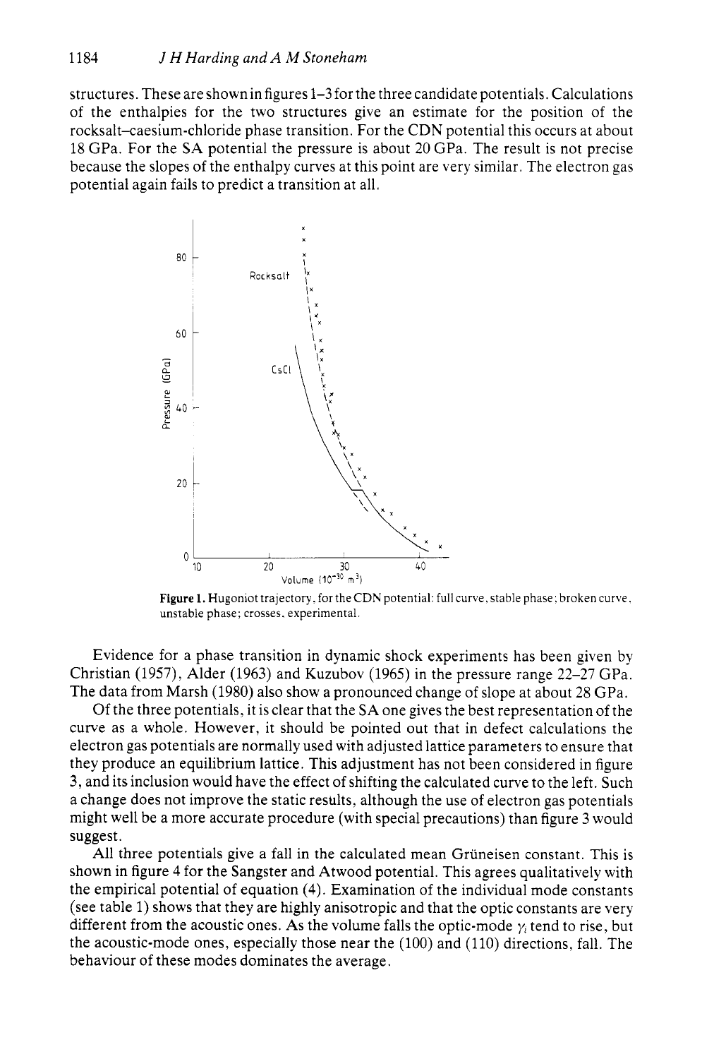structures. These are shown in figures 1–3 for the three candidate potentials. Calculations of the enthalpies for the two structures give an estimate for the position of the rocksalt–caesium-chloride phase transition. For the CDN potential this occurs at about 18 GPa. For the SA potential the pressure is about 20 GPa. The result is not precise because the slopes of the enthalpy curves at this point are very similar. The electron gas potential again fails to predict a transition at all.

**Figure 1.** Hugoniot trajectory, for the CDN potential: full curve, stable phase; broken curve, unstable phase; crosses, experimental.

Evidence for a phase transition in dynamic shock experiments has been given by Christian (1957), Alder (1963) and Kuzubov (1965) in the pressure range 22–27 GPa. The data from Marsh (1980) also show a pronounced change of slope at about 28 GPa.

Of the three potentials, it is clear that the SA one gives the best representation of the curve as a whole. However, it should be pointed out that in defect calculations the electron gas potentials are normally used with adjusted lattice parameters to ensure that they produce an equilibrium lattice. This adjustment has not been considered in figure 3, and its inclusion would have the effect of shifting the calculated curve to the left. Such a change does not improve the static results, although the use of electron gas potentials might well be a more accurate procedure (with special precautions) than figure 3 would suggest.

All three potentials give a fall in the calculated mean Grüneisen constant. This is shown in figure 4 for the Sangster and Atwood potential. This agrees qualitatively with the empirical potential of equation (4). Examination of the individual mode constants (see table 1) shows that they are highly anisotropic and that the optic constants are very different from the acoustic ones. As the volume falls the optic-mode $\gamma_i$ tend to rise, but the acoustic-mode ones, especially those near the (100) and (110) directions, fall. The behaviour of these modes dominates the average.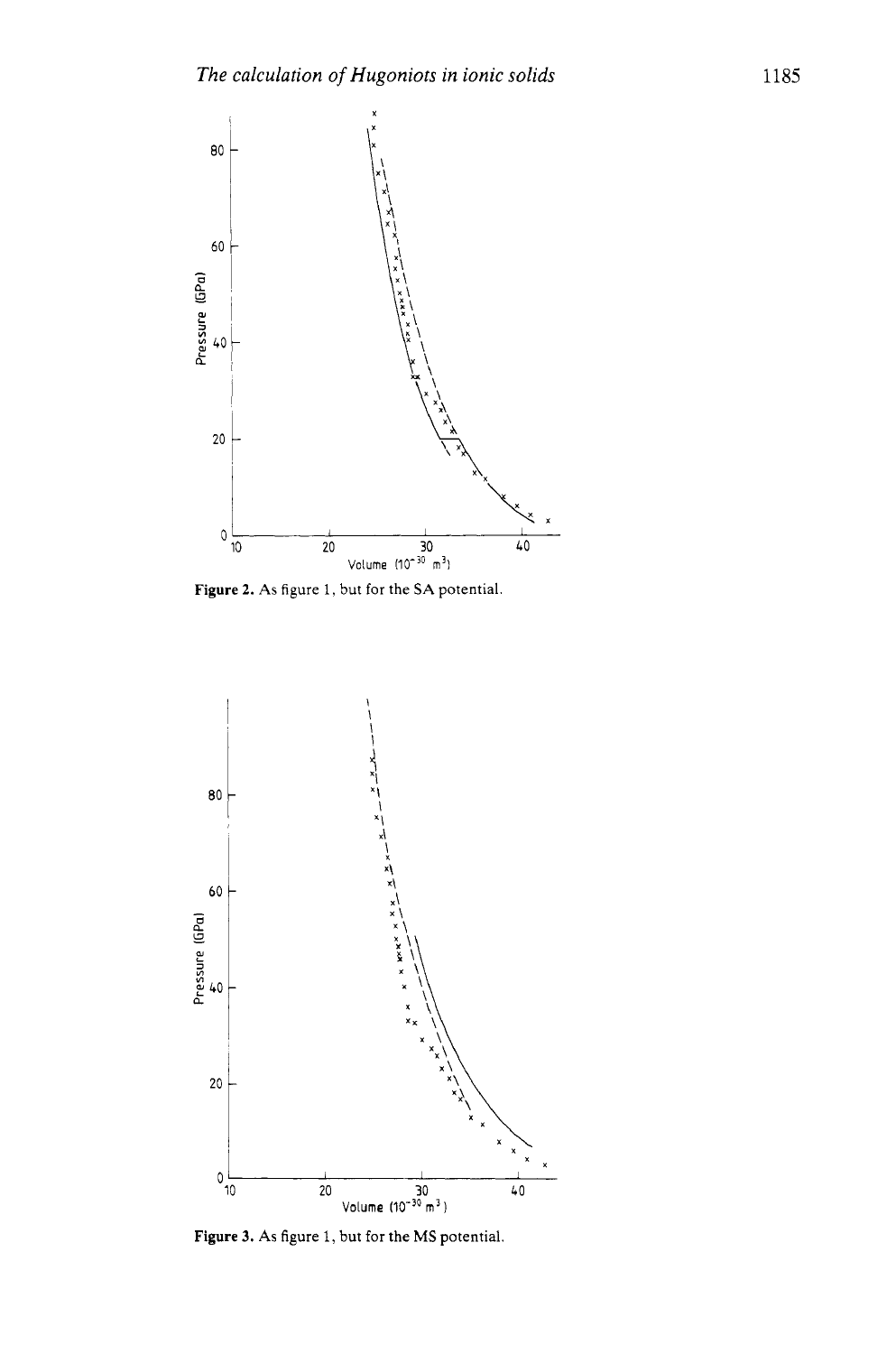**Figure 2.** As figure 1, but for the SA potential.

**Figure 3.** As figure 1, but for the MS potential.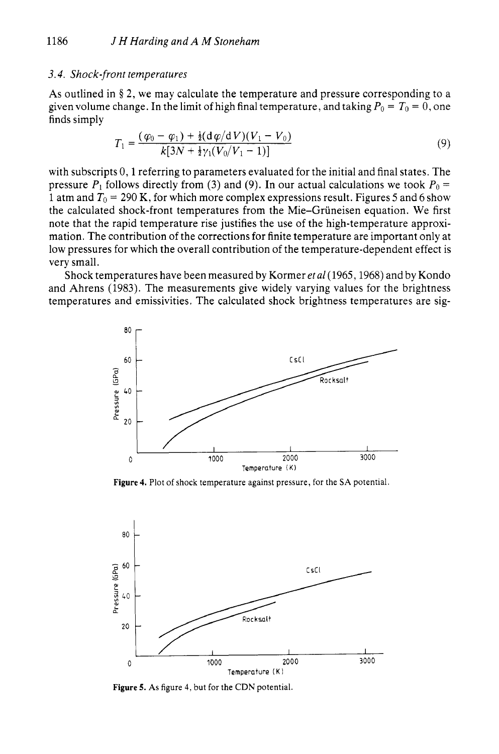### 3.4. Shock-front temperatures

As outlined in § 2, we may calculate the temperature and pressure corresponding to a given volume change. In the limit of high final temperature, and taking $P_0 = T_0 = 0$, one finds simply

$$T_1 = \frac{(\varphi_0 - \varphi_1) + \frac{1}{2}(\mathrm{d}\varphi/\mathrm{d}V)(V_1 - V_0)}{k[3N + \frac{1}{2}\gamma_1(V_0/V_1 - 1)]} \tag{9}$$

with subscripts 0, 1 referring to parameters evaluated for the initial and final states. The pressure $P_1$ follows directly from (3) and (9). In our actual calculations we took $P_0 =$ 1 atm and $T_0 = 290$ K, for which more complex expressions result. Figures 5 and 6 show the calculated shock-front temperatures from the Mie–Grüneisen equation. We first note that the rapid temperature rise justifies the use of the high-temperature approximation. The contribution of the corrections for finite temperature are important only at low pressures for which the overall contribution of the temperature-dependent effect is very small.

Shock temperatures have been measured by Kormer *et al* (1965, 1968) and by Kondo and Ahrens (1983). The measurements give widely varying values for the brightness temperatures and emissivities. The calculated shock brightness temperatures are sig-

**Figure 4.** Plot of shock temperature against pressure, for the SA potential.

**Figure 5.** As figure 4, but for the CDN potential.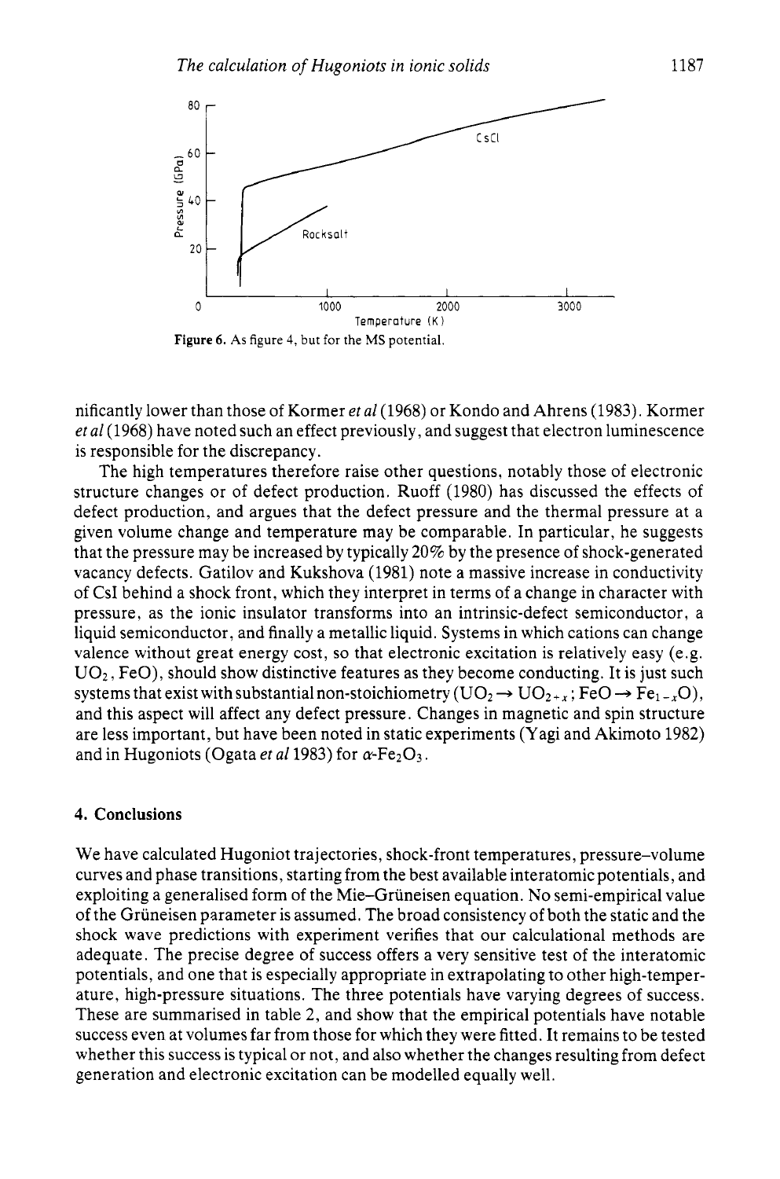Figure 6. As figure 4, but for the MS potential.

nificantly lower than those of Kormer *et al* (1968) or Kondo and Ahrens (1983). Kormer *et al* (1968) have noted such an effect previously, and suggest that electron luminescence is responsible for the discrepancy.

The high temperatures therefore raise other questions, notably those of electronic structure changes or of defect production. Ruoff (1980) has discussed the effects of defect production, and argues that the defect pressure and the thermal pressure at a given volume change and temperature may be comparable. In particular, he suggests that the pressure may be increased by typically 20% by the presence of shock-generated vacancy defects. Gatilov and Kukshova (1981) note a massive increase in conductivity of CsI behind a shock front, which they interpret in terms of a change in character with pressure, as the ionic insulator transforms into an intrinsic-defect semiconductor, a liquid semiconductor, and finally a metallic liquid. Systems in which cations can change valence without great energy cost, so that electronic excitation is relatively easy (e.g. $UO_2$, FeO), should show distinctive features as they become conducting. It is just such systems that exist with substantial non-stoichiometry ($UO_2 \rightarrow UO_{2+x}$; $FeO \rightarrow Fe_{1-x}O$), and this aspect will affect any defect pressure. Changes in magnetic and spin structure are less important, but have been noted in static experiments (Yagi and Akimoto 1982) and in Hugoniots (Ogata *et al* 1983) for $\alpha$-$Fe_2O_3$.

## 4. Conclusions

We have calculated Hugoniot trajectories, shock-front temperatures, pressure–volume curves and phase transitions, starting from the best available interatomic potentials, and exploiting a generalised form of the Mie–Grüneisen equation. No semi-empirical value of the Grüneisen parameter is assumed. The broad consistency of both the static and the shock wave predictions with experiment verifies that our calculational methods are adequate. The precise degree of success offers a very sensitive test of the interatomic potentials, and one that is especially appropriate in extrapolating to other high-temperature, high-pressure situations. The three potentials have varying degrees of success. These are summarised in table 2, and show that the empirical potentials have notable success even at volumes far from those for which they were fitted. It remains to be tested whether this success is typical or not, and also whether the changes resulting from defect generation and electronic excitation can be modelled equally well.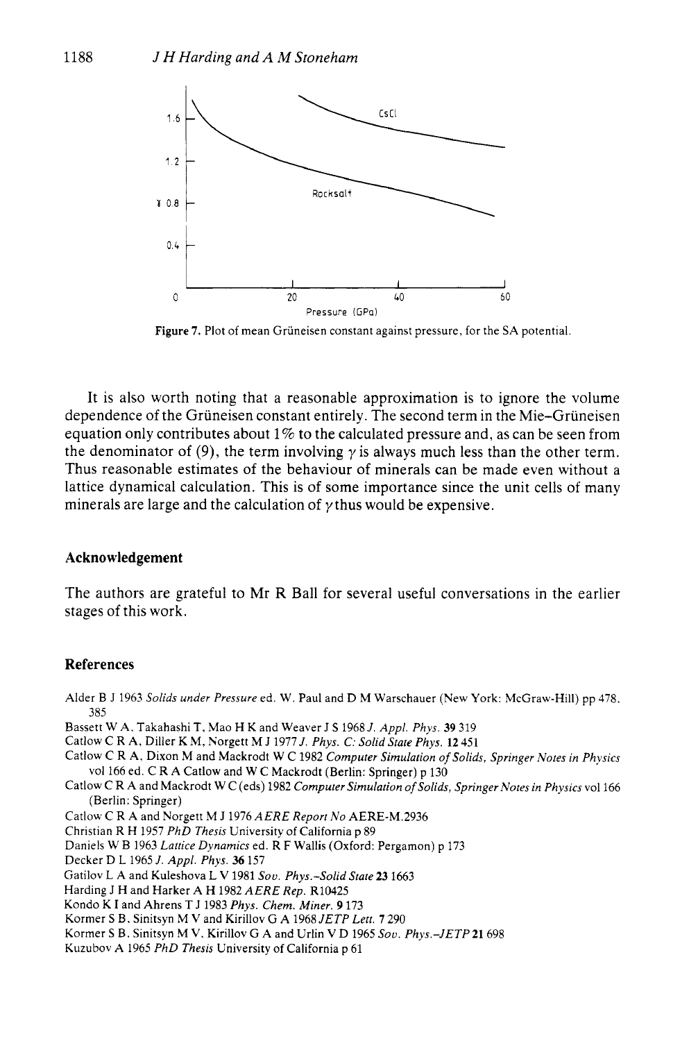Figure 7. Plot of mean Grüneisen constant against pressure, for the SA potential.

It is also worth noting that a reasonable approximation is to ignore the volume dependence of the Grüneisen constant entirely. The second term in the Mie–Grüneisen equation only contributes about 1% to the calculated pressure and, as can be seen from the denominator of (9), the term involving $\gamma$ is always much less than the other term. Thus reasonable estimates of the behaviour of minerals can be made even without a lattice dynamical calculation. This is of some importance since the unit cells of many minerals are large and the calculation of $\gamma$ thus would be expensive.

## Acknowledgement

The authors are grateful to Mr R Ball for several useful conversations in the earlier stages of this work.

## References

Alder B J 1963 *Solids under Pressure* ed. W. Paul and D M Warschauer (New York: McGraw-Hill) pp 478, 385

Bassett W A, Takahashi T, Mao H K and Weaver J S 1968 *J. Appl. Phys.* **39** 319

Catlow C R A, Diller K M, Norgett M J 1977 *J. Phys. C: Solid State Phys.* **12** 451

Catlow C R A, Dixon M and Mackrodt W C 1982 *Computer Simulation of Solids, Springer Notes in Physics* vol 166 ed. C R A Catlow and W C Mackrodt (Berlin: Springer) p 130

Catlow C R A and Mackrodt W C (eds) 1982 *Computer Simulation of Solids, Springer Notes in Physics* vol 166 (Berlin: Springer)

Catlow C R A and Norgett M J 1976 *AERE Report No* AERE-M.2936

Christian R H 1957 *PhD Thesis* University of California p 89

Daniels W B 1963 *Lattice Dynamics* ed. R F Wallis (Oxford: Pergamon) p 173

Decker D L 1965 *J. Appl. Phys.* **36** 157

Gatilov L A and Kuleshova L V 1981 *Sov. Phys.-Solid State* **23** 1663

Harding J H and Harker A H 1982 *AERE Rep.* R10425

Kondo K I and Ahrens T J 1983 *Phys. Chem. Miner.* **9** 173

Kormer S B, Sinitsyn M V and Kirillov G A 1968 *JETP Lett.* **7** 290

Kormer S B, Sinitsyn M V, Kirillov G A and Urlin V D 1965 *Sov. Phys.-JETP* **21** 698

Kuzubov A 1965 *PhD Thesis* University of California p 61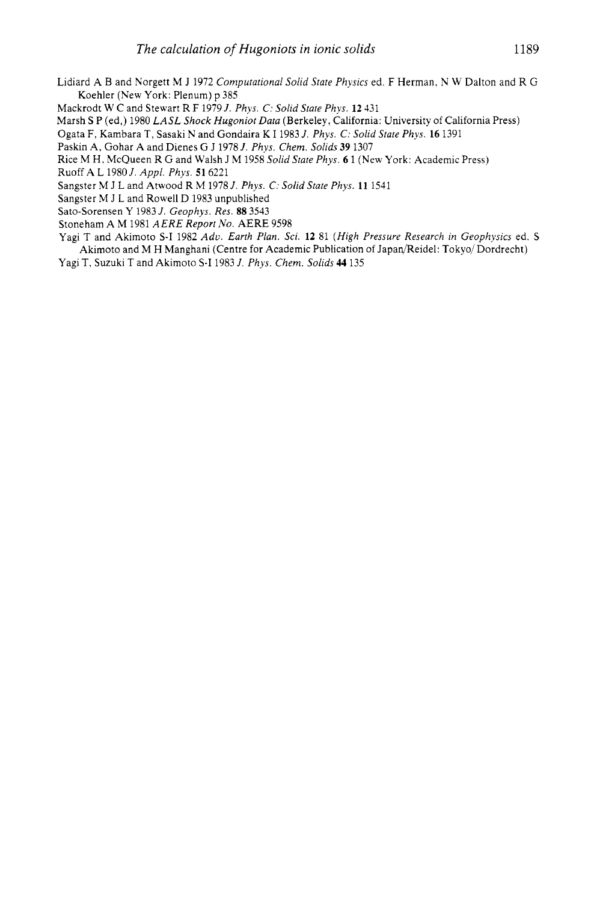Lidiard A B and Norgett M J 1972 *Computational Solid State Physics* ed. F Herman, N W Dalton and R G Koehler (New York: Plenum) p 385

Mackrodt W C and Stewart R F 1979 *J. Phys. C: Solid State Phys.* **12** 431

Marsh S P (ed,) 1980 *LASL Shock Hugoniot Data* (Berkeley, California: University of California Press)

Ogata F, Kambara T, Sasaki N and Gondaira K I 1983 *J. Phys. C: Solid State Phys.* **16** 1391

Paskin A, Gohar A and Dienes G J 1978 *J. Phys. Chem. Solids* **39** 1307

Rice M H, McQueen R G and Walsh J M 1958 *Solid State Phys.* **6** 1 (New York: Academic Press)

Ruoff A L 1980 *J. Appl. Phys.* **51** 6221

Sangster M J L and Atwood R M 1978 *J. Phys. C: Solid State Phys.* **11** 1541

Sangster M J L and Rowell D 1983 unpublished

Sato-Sorensen Y 1983 *J. Geophys. Res.* **88** 3543

Stoneham A M 1981 *AERE Report No.* AERE 9598

Yagi T and Akimoto S-I 1982 *Adv. Earth Plan. Sci.* **12** 81 (*High Pressure Research in Geophysics* ed. S Akimoto and M H Manghani (Centre for Academic Publication of Japan/Reidel: Tokyo/ Dordrecht)

Yagi T, Suzuki T and Akimoto S-I 1983 *J. Phys. Chem. Solids* **44** 135